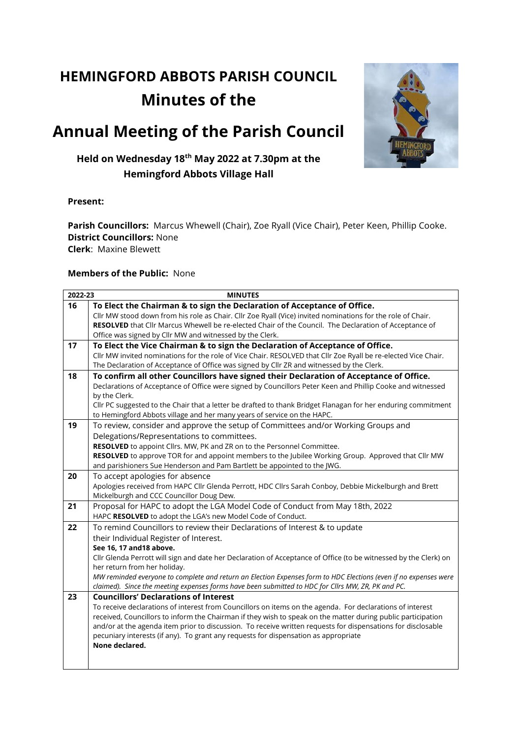# HEMINGFORD ABBOTS PARISH COUNCIL

# Minutes of the

# Annual Meeting of the Parish Council

### Held on Wednesday 18th May 2022 at 7.30pm at the Hemingford Abbots Village Hall

**Present:**

**Parish Councillors:** Marcus Whewell (Chair), Zoe Ryall (Vice Chair), Peter Keen, Phillip Cooke.
**District Councillors:** None
**Clerk**: Maxine Blewett

**Members of the Public:** None

| 2022-23 | MINUTES |
|---|---|
| 16 | **To Elect the Chairman & to sign the Declaration of Acceptance of Office.**<br>Cllr MW stood down from his role as Chair. Cllr Zoe Ryall (Vice) invited nominations for the role of Chair. **RESOLVED** that Cllr Marcus Whewell be re-elected Chair of the Council. The Declaration of Acceptance of Office was signed by Cllr MW and witnessed by the Clerk. |
| 17 | **To Elect the Vice Chairman & to sign the Declaration of Acceptance of Office.**<br>Cllr MW invited nominations for the role of Vice Chair. RESOLVED that Cllr Zoe Ryall be re-elected Vice Chair. The Declaration of Acceptance of Office was signed by Cllr ZR and witnessed by the Clerk. |
| 18 | **To confirm all other Councillors have signed their Declaration of Acceptance of Office.**<br>Declarations of Acceptance of Office were signed by Councillors Peter Keen and Phillip Cooke and witnessed by the Clerk.<br>Cllr PC suggested to the Chair that a letter be drafted to thank Bridget Flanagan for her enduring commitment to Hemingford Abbots village and her many years of service on the HAPC. |
| 19 | To review, consider and approve the setup of Committees and/or Working Groups and Delegations/Representations to committees.<br>**RESOLVED** to appoint Cllrs. MW, PK and ZR on to the Personnel Committee.<br>**RESOLVED** to approve TOR for and appoint members to the Jubilee Working Group. Approved that Cllr MW and parishioners Sue Henderson and Pam Bartlett be appointed to the JWG. |
| 20 | To accept apologies for absence<br>Apologies received from HAPC Cllr Glenda Perrott, HDC Cllrs Sarah Conboy, Debbie Mickelburgh and Brett Mickelburgh and CCC Councillor Doug Dew. |
| 21 | Proposal for HAPC to adopt the LGA Model Code of Conduct from May 18th, 2022<br>HAPC **RESOLVED** to adopt the LGA's new Model Code of Conduct. |
| 22 | To remind Councillors to review their Declarations of Interest & to update their Individual Register of Interest.<br>**See 16, 17 and18 above.**<br>Cllr Glenda Perrott will sign and date her Declaration of Acceptance of Office (to be witnessed by the Clerk) on her return from her holiday.<br>*MW reminded everyone to complete and return an Election Expenses form to HDC Elections (even if no expenses were claimed). Since the meeting expenses forms have been submitted to HDC for Cllrs MW, ZR, PK and PC.* |
| 23 | **Councillors' Declarations of Interest**<br>To receive declarations of interest from Councillors on items on the agenda. For declarations of interest received, Councillors to inform the Chairman if they wish to speak on the matter during public participation and/or at the agenda item prior to discussion. To receive written requests for dispensations for disclosable pecuniary interests (if any). To grant any requests for dispensation as appropriate<br>**None declared.** |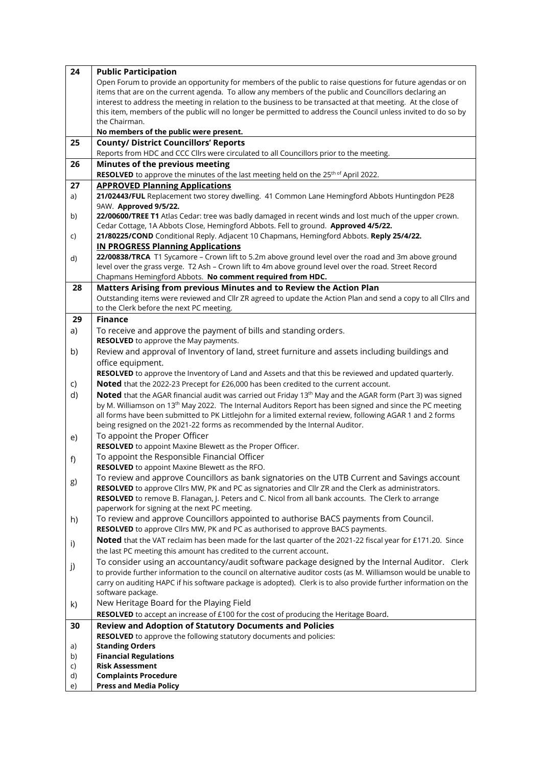| 24 | **Public Participation**<br>Open Forum to provide an opportunity for members of the public to raise questions for future agendas or on items that are on the current agenda. To allow any members of the public and Councillors declaring an interest to address the meeting in relation to the business to be transacted at that meeting. At the close of this item, members of the public will no longer be permitted to address the Council unless invited to do so by the Chairman.<br>**No members of the public were present.** |
|---|---|
| 25 | **County/ District Councillors' Reports**<br>Reports from HDC and CCC Cllrs were circulated to all Councillors prior to the meeting. |
| 26 | **Minutes of the previous meeting**<br>**RESOLVED** to approve the minutes of the last meeting held on the 25th of April 2022. |
| 27 | **APPROVED Planning Applications** |
| a) | **21/02443/FUL** Replacement two storey dwelling. 41 Common Lane Hemingford Abbots Huntingdon PE28 9AW. **Approved 9/5/22.** |
| b) | **22/00600/TREE T1** Atlas Cedar: tree was badly damaged in recent winds and lost much of the upper crown. Cedar Cottage, 1A Abbots Close, Hemingford Abbots. Fell to ground. **Approved 4/5/22.** |
| c) | **21/80225/COND** Conditional Reply. Adjacent 10 Chapmans, Hemingford Abbots. **Reply 25/4/22.**<br>**IN PROGRESS Planning Applications** |
| d) | **22/00838/TRCA** T1 Sycamore – Crown lift to 5.2m above ground level over the road and 3m above ground level over the grass verge. T2 Ash – Crown lift to 4m above ground level over the road. Street Record Chapmans Hemingford Abbots. **No comment required from HDC.** |
| 28 | **Matters Arising from previous Minutes and to Review the Action Plan**<br>Outstanding items were reviewed and Cllr ZR agreed to update the Action Plan and send a copy to all Cllrs and to the Clerk before the next PC meeting. |
| 29 | **Finance** |
| a) | To receive and approve the payment of bills and standing orders.<br>**RESOLVED** to approve the May payments. |
| b) | Review and approval of Inventory of land, street furniture and assets including buildings and office equipment.<br>**RESOLVED** to approve the Inventory of Land and Assets and that this be reviewed and updated quarterly. |
| c) | **Noted** that the 2022-23 Precept for £26,000 has been credited to the current account. |
| d) | **Noted** that the AGAR financial audit was carried out Friday 13th May and the AGAR form (Part 3) was signed by M. Williamson on 13th May 2022. The Internal Auditors Report has been signed and since the PC meeting all forms have been submitted to PK Littlejohn for a limited external review, following AGAR 1 and 2 forms being resigned on the 2021-22 forms as recommended by the Internal Auditor. |
| e) | To appoint the Proper Officer<br>**RESOLVED** to appoint Maxine Blewett as the Proper Officer. |
| f) | To appoint the Responsible Financial Officer<br>**RESOLVED** to appoint Maxine Blewett as the RFO. |
| g) | To review and approve Councillors as bank signatories on the UTB Current and Savings account<br>**RESOLVED** to approve Cllrs MW, PK and PC as signatories and Cllr ZR and the Clerk as administrators.<br>**RESOLVED** to remove B. Flanagan, J. Peters and C. Nicol from all bank accounts. The Clerk to arrange paperwork for signing at the next PC meeting. |
| h) | To review and approve Councillors appointed to authorise BACS payments from Council.<br>**RESOLVED** to approve Cllrs MW, PK and PC as authorised to approve BACS payments. |
| i) | **Noted** that the VAT reclaim has been made for the last quarter of the 2021-22 fiscal year for £171.20. Since the last PC meeting this amount has credited to the current account. |
| j) | To consider using an accountancy/audit software package designed by the Internal Auditor. Clerk to provide further information to the council on alternative auditor costs (as M. Williamson would be unable to carry on auditing HAPC if his software package is adopted). Clerk is to also provide further information on the software package. |
| k) | New Heritage Board for the Playing Field<br>**RESOLVED** to accept an increase of £100 for the cost of producing the Heritage Board. |
| 30 | **Review and Adoption of Statutory Documents and Policies**<br>**RESOLVED** to approve the following statutory documents and policies: |
| a) | **Standing Orders** |
| b) | **Financial Regulations** |
| c) | **Risk Assessment** |
| d) | **Complaints Procedure** |
| e) | **Press and Media Policy** |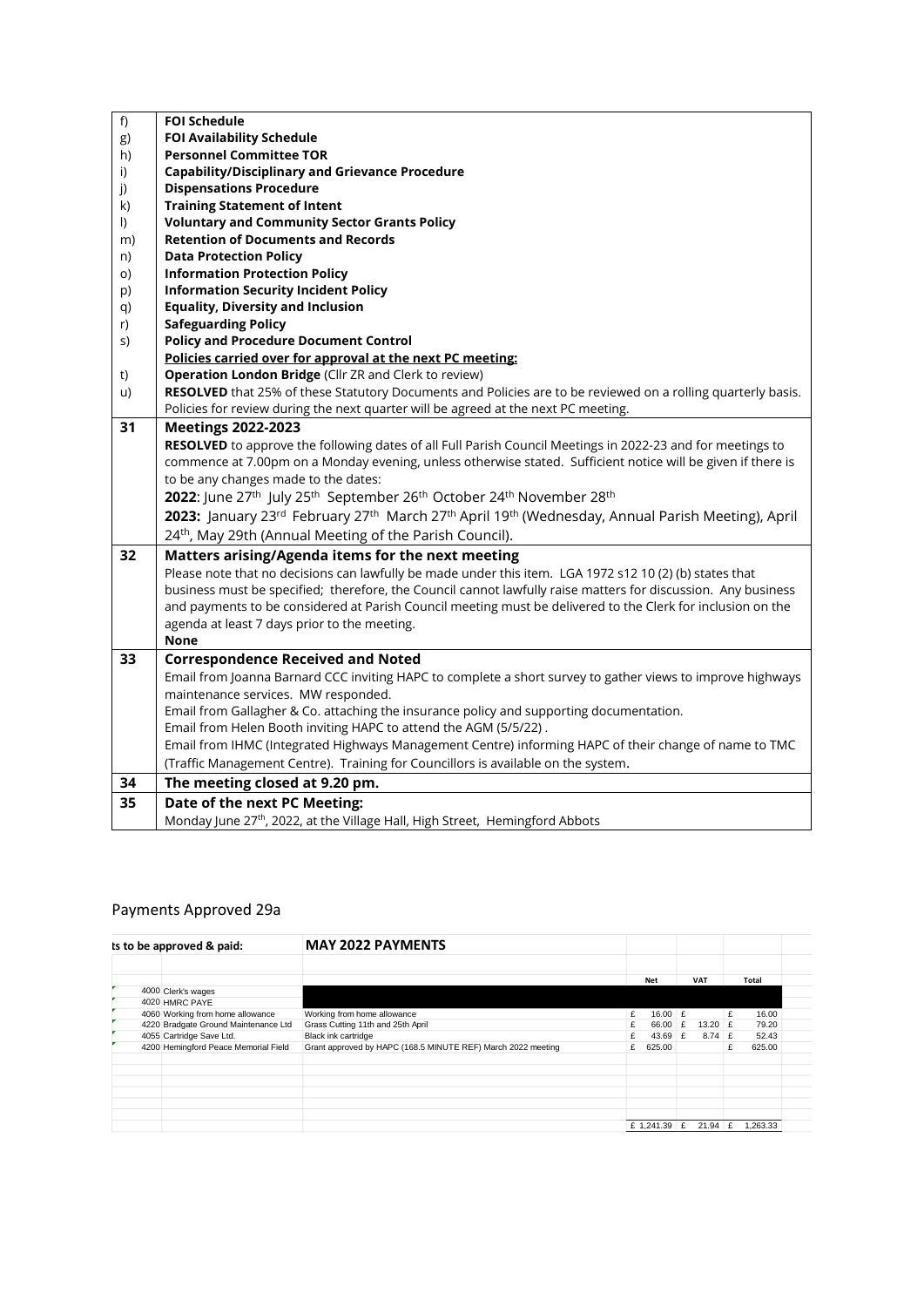| | |
|---|---|
| f) | **FOI Schedule** |
| g) | **FOI Availability Schedule** |
| h) | **Personnel Committee TOR** |
| i) | **Capability/Disciplinary and Grievance Procedure** |
| j) | **Dispensations Procedure** |
| k) | **Training Statement of Intent** |
| l) | **Voluntary and Community Sector Grants Policy** |
| m) | **Retention of Documents and Records** |
| n) | **Data Protection Policy** |
| o) | **Information Protection Policy** |
| p) | **Information Security Incident Policy** |
| q) | **Equality, Diversity and Inclusion** |
| r) | **Safeguarding Policy** |
| s) | **Policy and Procedure Document Control** |
| | **Policies carried over for approval at the next PC meeting:** |
| t) | **Operation London Bridge** (Cllr ZR and Clerk to review) |
| u) | **RESOLVED** that 25% of these Statutory Documents and Policies are to be reviewed on a rolling quarterly basis. Policies for review during the next quarter will be agreed at the next PC meeting. |
| **31** | **Meetings 2022-2023**<br>**RESOLVED** to approve the following dates of all Full Parish Council Meetings in 2022-23 and for meetings to commence at 7.00pm on a Monday evening, unless otherwise stated. Sufficient notice will be given if there is to be any changes made to the dates:<br>**2022**: June 27th July 25th September 26th October 24th November 28th<br>**2023:** January 23rd February 27th March 27th April 19th (Wednesday, Annual Parish Meeting), April 24th, May 29th (Annual Meeting of the Parish Council). |
| **32** | **Matters arising/Agenda items for the next meeting**<br>Please note that no decisions can lawfully be made under this item. LGA 1972 s12 10 (2) (b) states that business must be specified; therefore, the Council cannot lawfully raise matters for discussion. Any business and payments to be considered at Parish Council meeting must be delivered to the Clerk for inclusion on the agenda at least 7 days prior to the meeting.<br>**None** |
| **33** | **Correspondence Received and Noted**<br>Email from Joanna Barnard CCC inviting HAPC to complete a short survey to gather views to improve highways maintenance services. MW responded.<br>Email from Gallagher & Co. attaching the insurance policy and supporting documentation.<br>Email from Helen Booth inviting HAPC to attend the AGM (5/5/22) .<br>Email from IHMC (Integrated Highways Management Centre) informing HAPC of their change of name to TMC (Traffic Management Centre). Training for Councillors is available on the system. |
| **34** | **The meeting closed at 9.20 pm.** |
| **35** | **Date of the next PC Meeting:**<br>Monday June 27th, 2022, at the Village Hall, High Street, Hemingford Abbots |

## Payments Approved 29a

| ts to be approved & paid: | | **MAY 2022 PAYMENTS** | Net | VAT | Total |
|---|---|---|---|---|---|
| 4000 | Clerk's wages | | | | |
| 4020 | HMRC PAYE | | | | |
| 4060 | Working from home allowance | Working from home allowance | £ 16.00 | £ | £ 16.00 |
| 4220 | Bradgate Ground Maintenance Ltd | Grass Cutting 11th and 25th April | £ 66.00 | £ 13.20 | £ 79.20 |
| 4055 | Cartridge Save Ltd. | Black ink cartridge | £ 43.69 | £ 8.74 | £ 52.43 |
| 4200 | Hemingford Peace Memorial Field | Grant approved by HAPC (168.5 MINUTE REF) March 2022 meeting | £ 625.00 | | £ 625.00 |
| | | | £ 1,241.39 | £ 21.94 | £ 1,263.33 |